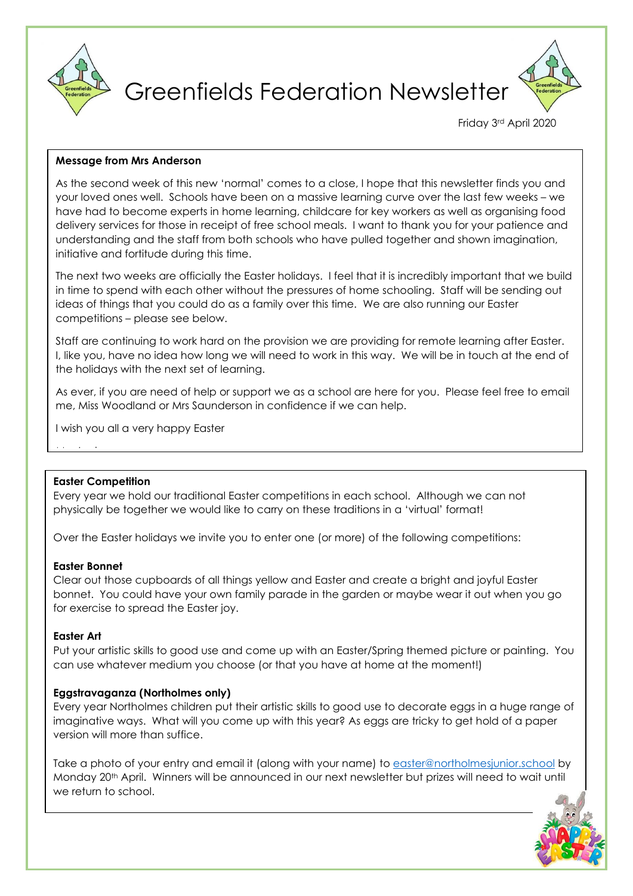# Greenfields Federation Newsletter

Friday 3rd April 2020

**Message from Mrs Anderson**

As the second week of this new 'normal' comes to a close, I hope that this newsletter finds you and your loved ones well. Schools have been on a massive learning curve over the last few weeks – we have had to become experts in home learning, childcare for key workers as well as organising food delivery services for those in receipt of free school meals. I want to thank you for your patience and understanding and the staff from both schools who have pulled together and shown imagination, initiative and fortitude during this time.

The next two weeks are officially the Easter holidays. I feel that it is incredibly important that we build in time to spend with each other without the pressures of home schooling. Staff will be sending out ideas of things that you could do as a family over this time. We are also running our Easter competitions – please see below.

Staff are continuing to work hard on the provision we are providing for remote learning after Easter. I, like you, have no idea how long we will need to work in this way. We will be in touch at the end of the holidays with the next set of learning.

As ever, if you are need of help or support we as a school are here for you. Please feel free to email me, Miss Woodland or Mrs Saunderson in confidence if we can help.

I wish you all a very happy Easter

**Easter Competition**

Every year we hold our traditional Easter competitions in each school. Although we can not physically be together we would like to carry on these traditions in a 'virtual' format!

Over the Easter holidays we invite you to enter one (or more) of the following competitions:

**Easter Bonnet**

Clear out those cupboards of all things yellow and Easter and create a bright and joyful Easter bonnet. You could have your own family parade in the garden or maybe wear it out when you go for exercise to spread the Easter joy.

**Easter Art**

Put your artistic skills to good use and come up with an Easter/Spring themed picture or painting. You can use whatever medium you choose (or that you have at home at the moment!)

**Eggstravaganza (Northolmes only)**

Every year Northolmes children put their artistic skills to good use to decorate eggs in a huge range of imaginative ways. What will you come up with this year? As eggs are tricky to get hold of a paper version will more than suffice.

Take a photo of your entry and email it (along with your name) to easter@northolmesjunior.school by Monday 20th April. Winners will be announced in our next newsletter but prizes will need to wait until we return to school.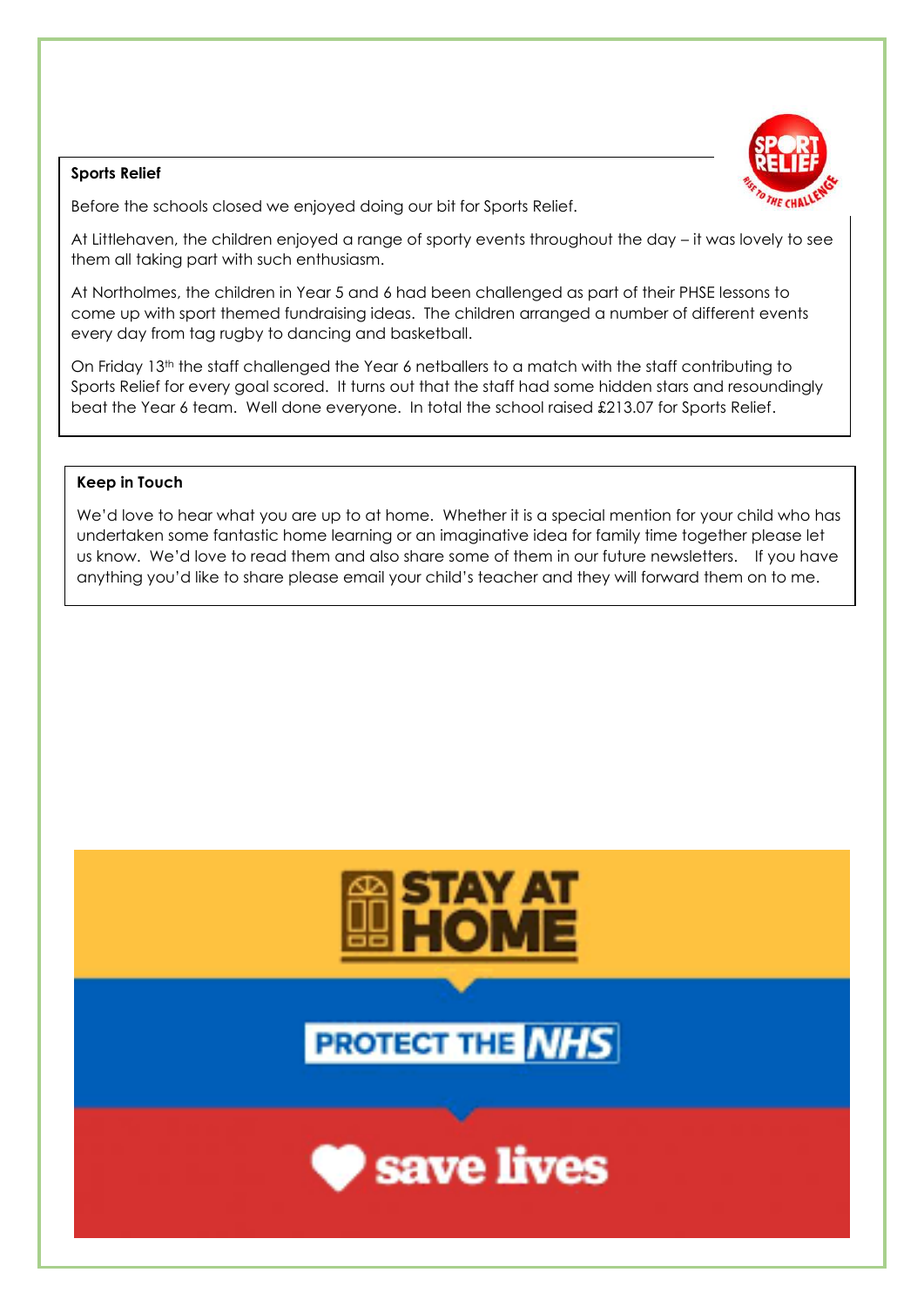## Sports Relief

Before the schools closed we enjoyed doing our bit for Sports Relief.

At Littlehaven, the children enjoyed a range of sporty events throughout the day – it was lovely to see them all taking part with such enthusiasm.

At Northolmes, the children in Year 5 and 6 had been challenged as part of their PHSE lessons to come up with sport themed fundraising ideas. The children arranged a number of different events every day from tag rugby to dancing and basketball.

On Friday 13th the staff challenged the Year 6 netballers to a match with the staff contributing to Sports Relief for every goal scored. It turns out that the staff had some hidden stars and resoundingly beat the Year 6 team. Well done everyone. In total the school raised £213.07 for Sports Relief.

## Keep in Touch

We'd love to hear what you are up to at home. Whether it is a special mention for your child who has undertaken some fantastic home learning or an imaginative idea for family time together please let us know. We'd love to read them and also share some of them in our future newsletters. If you have anything you'd like to share please email your child's teacher and they will forward them on to me.

STAY AT HOME

PROTECT THE NHS

save lives